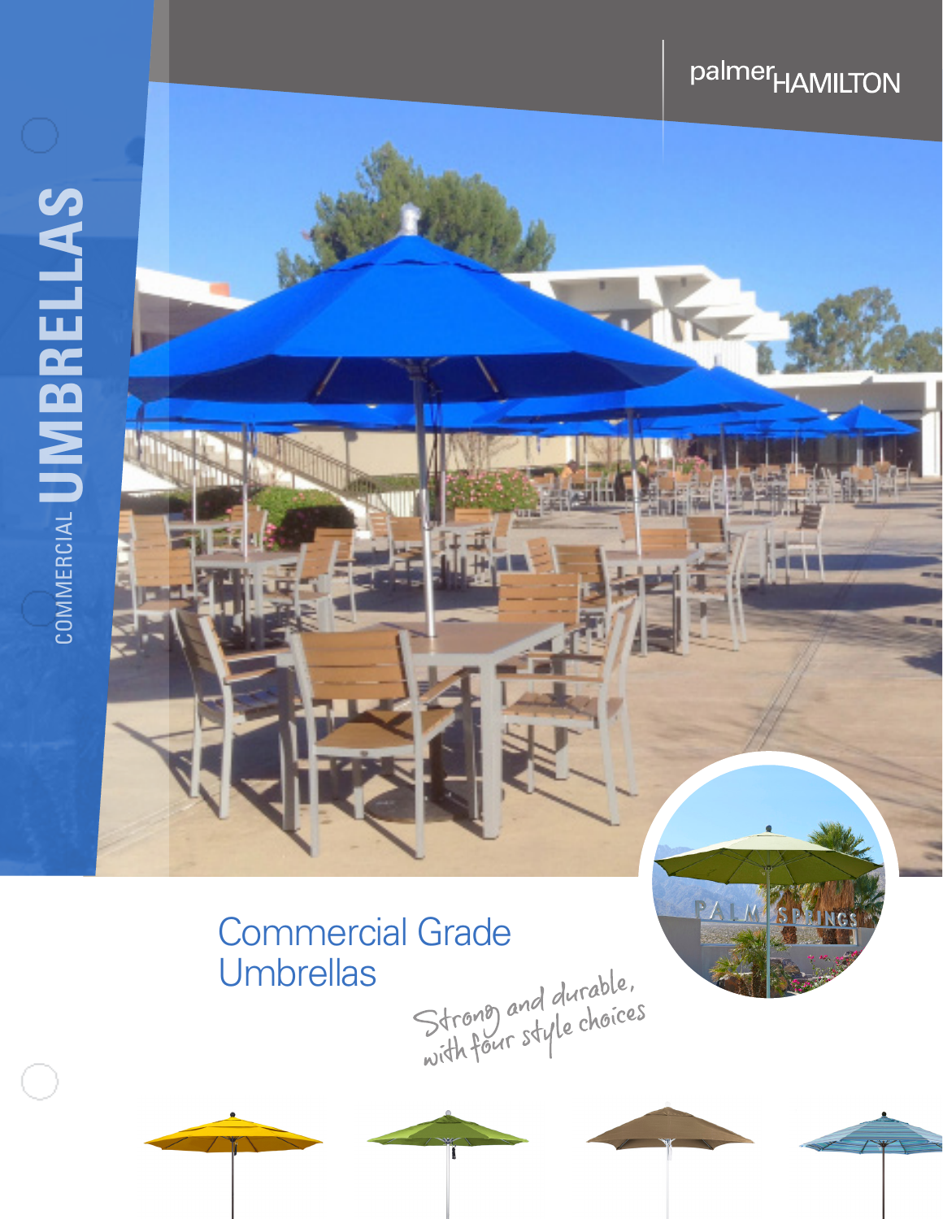palmerHAMILTON

COMMERCIAL **UMBRELLAS**

# Commercial Grade Umbrellas

*Strong and durable, with four style choices*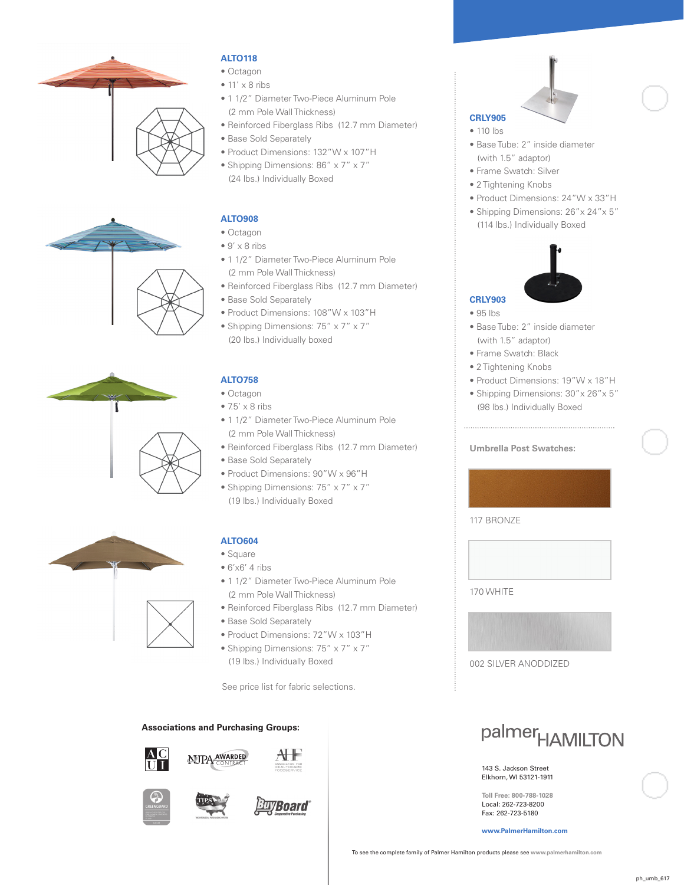### ALTO118

- Octagon
- 11' x 8 ribs
- 1 1/2" Diameter Two-Piece Aluminum Pole (2 mm Pole Wall Thickness)
- Reinforced Fiberglass Ribs (12.7 mm Diameter)
- Base Sold Separately
- Product Dimensions: 132"W x 107"H
- Shipping Dimensions: 86" x 7" x 7" (24 lbs.) Individually Boxed

### ALTO908

- Octagon
- 9' x 8 ribs
- 1 1/2" Diameter Two-Piece Aluminum Pole (2 mm Pole Wall Thickness)
- Reinforced Fiberglass Ribs (12.7 mm Diameter)
- Base Sold Separately
- Product Dimensions: 108"W x 103"H
- Shipping Dimensions: 75" x 7" x 7" (20 lbs.) Individually boxed

### ALTO758

- Octagon
- 7.5' x 8 ribs
- 1 1/2" Diameter Two-Piece Aluminum Pole (2 mm Pole Wall Thickness)
- Reinforced Fiberglass Ribs (12.7 mm Diameter)
- Base Sold Separately
- Product Dimensions: 90"W x 96"H
- Shipping Dimensions: 75" x 7" x 7" (19 lbs.) Individually Boxed

### ALTO604

- Square
- 6'x6' 4 ribs
- 1 1/2" Diameter Two-Piece Aluminum Pole (2 mm Pole Wall Thickness)
- Reinforced Fiberglass Ribs (12.7 mm Diameter)
- Base Sold Separately
- Product Dimensions: 72"W x 103"H
- Shipping Dimensions: 75" x 7" x 7" (19 lbs.) Individually Boxed

See price list for fabric selections.

### CRLY905

- 110 lbs
- Base Tube: 2" inside diameter (with 1.5" adaptor)
- Frame Swatch: Silver
- 2 Tightening Knobs
- Product Dimensions: 24"W x 33"H
- Shipping Dimensions: 26"x 24"x 5" (114 lbs.) Individually Boxed

### CRLY903

- 95 lbs
- Base Tube: 2" inside diameter (with 1.5" adaptor)
- Frame Swatch: Black
- 2 Tightening Knobs
- Product Dimensions: 19"W x 18"H
- Shipping Dimensions: 30"x 26"x 5" (98 lbs.) Individually Boxed

**Umbrella Post Swatches:**

117 BRONZE

170 WHITE

002 SILVER ANODDIZED

**Associations and Purchasing Groups:**

palmerHAMILTON

143 S. Jackson Street
Elkhorn, WI 53121-1911

Toll Free: 800-788-1028
Local: 262-723-8200
Fax: 262-723-5180

www.PalmerHamilton.com

To see the complete family of Palmer Hamilton products please see www.palmerhamilton.com

ph_umb_617